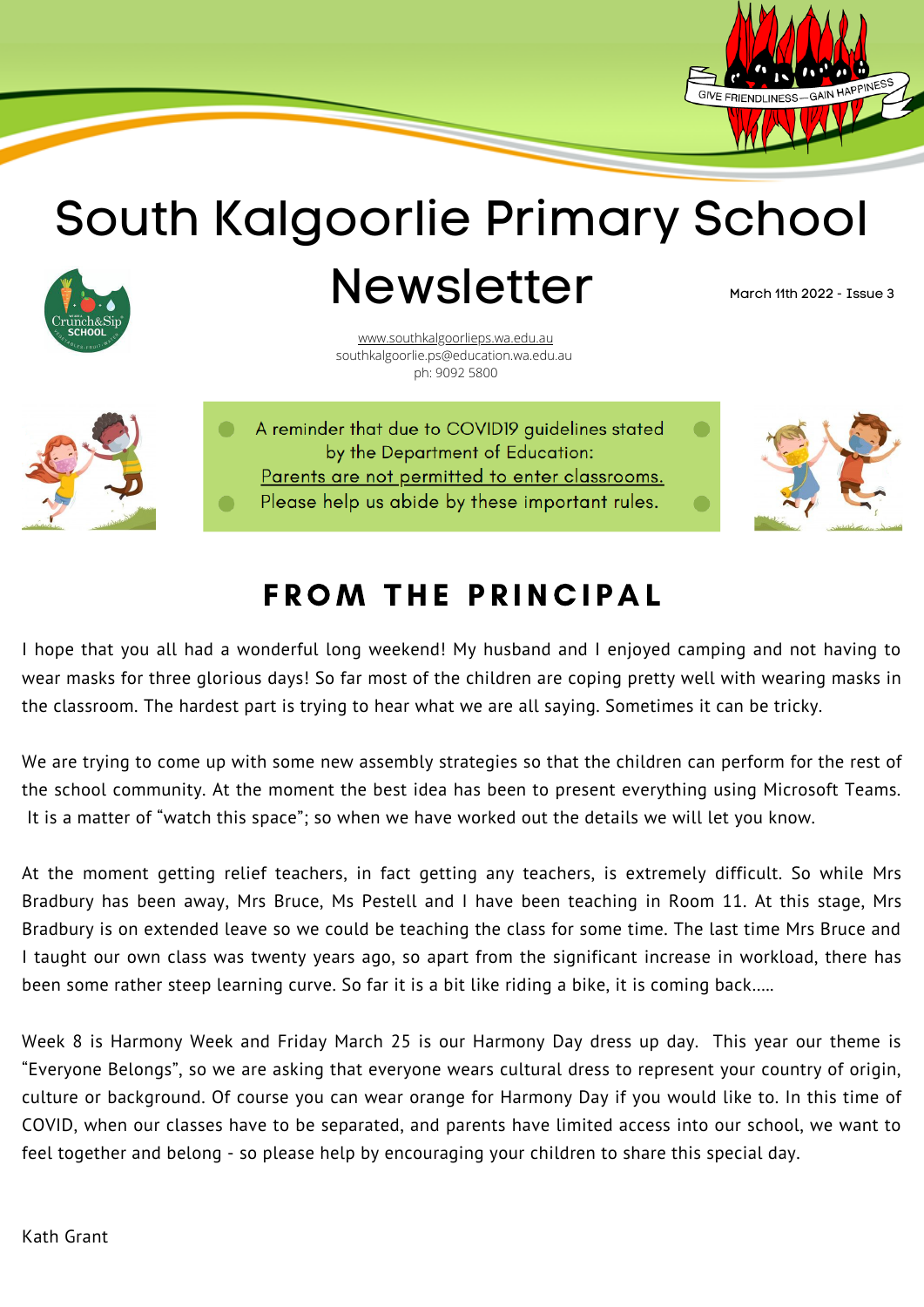GIVE FRIENDLINESS—GAIN HAPPINESS

# South Kalgoorlie Primary School Newsletter

March 11th 2022 - Issue 3

www.southkalgoorlieps.wa.edu.au
southkalgoorlie.ps@education.wa.edu.au
ph: 9092 5800

A reminder that due to COVID19 guidelines stated by the Department of Education:
Parents are not permitted to enter classrooms.
Please help us abide by these important rules.

## FROM THE PRINCIPAL

I hope that you all had a wonderful long weekend! My husband and I enjoyed camping and not having to wear masks for three glorious days! So far most of the children are coping pretty well with wearing masks in the classroom. The hardest part is trying to hear what we are all saying. Sometimes it can be tricky.

We are trying to come up with some new assembly strategies so that the children can perform for the rest of the school community. At the moment the best idea has been to present everything using Microsoft Teams. It is a matter of "watch this space"; so when we have worked out the details we will let you know.

At the moment getting relief teachers, in fact getting any teachers, is extremely difficult. So while Mrs Bradbury has been away, Mrs Bruce, Ms Pestell and I have been teaching in Room 11. At this stage, Mrs Bradbury is on extended leave so we could be teaching the class for some time. The last time Mrs Bruce and I taught our own class was twenty years ago, so apart from the significant increase in workload, there has been some rather steep learning curve. So far it is a bit like riding a bike, it is coming back.....

Week 8 is Harmony Week and Friday March 25 is our Harmony Day dress up day. This year our theme is "Everyone Belongs", so we are asking that everyone wears cultural dress to represent your country of origin, culture or background. Of course you can wear orange for Harmony Day if you would like to. In this time of COVID, when our classes have to be separated, and parents have limited access into our school, we want to feel together and belong - so please help by encouraging your children to share this special day.

Kath Grant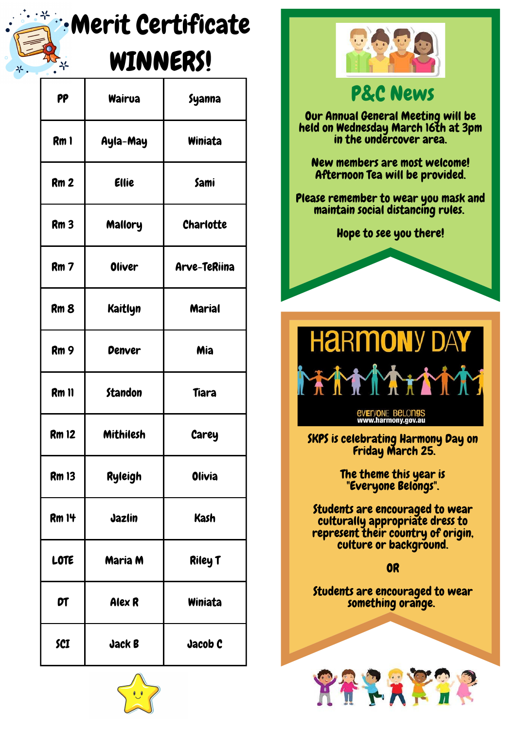# Merit Certificate WINNERS!

| | | |
|---|---|---|
| PP | Wairua | Syanna |
| Rm 1 | Ayla-May | Winiata |
| Rm 2 | Ellie | Sami |
| Rm 3 | Mallory | Charlotte |
| Rm 7 | Oliver | Arve-TeRiina |
| Rm 8 | Kaitlyn | Marial |
| Rm 9 | Denver | Mia |
| Rm 11 | Standon | Tiara |
| Rm 12 | Mithilesh | Carey |
| Rm 13 | Ryleigh | Olivia |
| Rm 14 | Jazlin | Kash |
| LOTE | Maria M | Riley T |
| DT | Alex R | Winiata |
| SCI | Jack B | Jacob C |

## P&C News

Our Annual General Meeting will be held on Wednesday March 16th at 3pm in the undercover area.

New members are most welcome! Afternoon Tea will be provided.

Please remember to wear you mask and maintain social distancing rules.

Hope to see you there!

## HARMONY DAY

everyone belongs
www.harmony.gov.au

SKPS is celebrating Harmony Day on Friday March 25.

The theme this year is "Everyone Belongs".

Students are encouraged to wear culturally appropriate dress to represent their country of origin, culture or background.

OR

Students are encouraged to wear something orange.